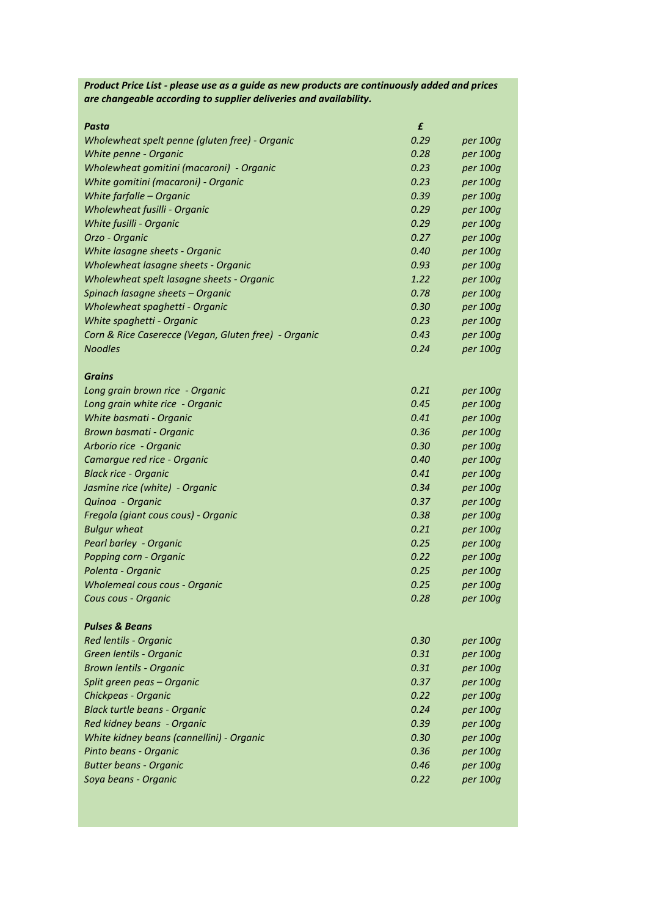***Product Price List - please use as a guide as new products are continuously added and prices are changeable according to supplier deliveries and availability.***

| ***Pasta*** | ***£*** | |
|---|---|---|
| *Wholewheat spelt penne (gluten free) - Organic* | *0.29* | *per 100g* |
| *White penne - Organic* | *0.28* | *per 100g* |
| *Wholewheat gomitini (macaroni) - Organic* | *0.23* | *per 100g* |
| *White gomitini (macaroni) - Organic* | *0.23* | *per 100g* |
| *White farfalle – Organic* | *0.39* | *per 100g* |
| *Wholewheat fusilli - Organic* | *0.29* | *per 100g* |
| *White fusilli - Organic* | *0.29* | *per 100g* |
| *Orzo - Organic* | *0.27* | *per 100g* |
| *White lasagne sheets - Organic* | *0.40* | *per 100g* |
| *Wholewheat lasagne sheets - Organic* | *0.93* | *per 100g* |
| *Wholewheat spelt lasagne sheets - Organic* | *1.22* | *per 100g* |
| *Spinach lasagne sheets – Organic* | *0.78* | *per 100g* |
| *Wholewheat spaghetti - Organic* | *0.30* | *per 100g* |
| *White spaghetti - Organic* | *0.23* | *per 100g* |
| *Corn & Rice Caserecce (Vegan, Gluten free) - Organic* | *0.43* | *per 100g* |
| *Noodles* | *0.24* | *per 100g* |
| | | |
| ***Grains*** | | |
| *Long grain brown rice - Organic* | *0.21* | *per 100g* |
| *Long grain white rice - Organic* | *0.45* | *per 100g* |
| *White basmati - Organic* | *0.41* | *per 100g* |
| *Brown basmati - Organic* | *0.36* | *per 100g* |
| *Arborio rice - Organic* | *0.30* | *per 100g* |
| *Camargue red rice - Organic* | *0.40* | *per 100g* |
| *Black rice - Organic* | *0.41* | *per 100g* |
| *Jasmine rice (white) - Organic* | *0.34* | *per 100g* |
| *Quinoa - Organic* | *0.37* | *per 100g* |
| *Fregola (giant cous cous) - Organic* | *0.38* | *per 100g* |
| *Bulgur wheat* | *0.21* | *per 100g* |
| *Pearl barley - Organic* | *0.25* | *per 100g* |
| *Popping corn - Organic* | *0.22* | *per 100g* |
| *Polenta - Organic* | *0.25* | *per 100g* |
| *Wholemeal cous cous - Organic* | *0.25* | *per 100g* |
| *Cous cous - Organic* | *0.28* | *per 100g* |
| | | |
| ***Pulses & Beans*** | | |
| *Red lentils - Organic* | *0.30* | *per 100g* |
| *Green lentils - Organic* | *0.31* | *per 100g* |
| *Brown lentils - Organic* | *0.31* | *per 100g* |
| *Split green peas – Organic* | *0.37* | *per 100g* |
| *Chickpeas - Organic* | *0.22* | *per 100g* |
| *Black turtle beans - Organic* | *0.24* | *per 100g* |
| *Red kidney beans - Organic* | *0.39* | *per 100g* |
| *White kidney beans (cannellini) - Organic* | *0.30* | *per 100g* |
| *Pinto beans - Organic* | *0.36* | *per 100g* |
| *Butter beans - Organic* | *0.46* | *per 100g* |
| *Soya beans - Organic* | *0.22* | *per 100g* |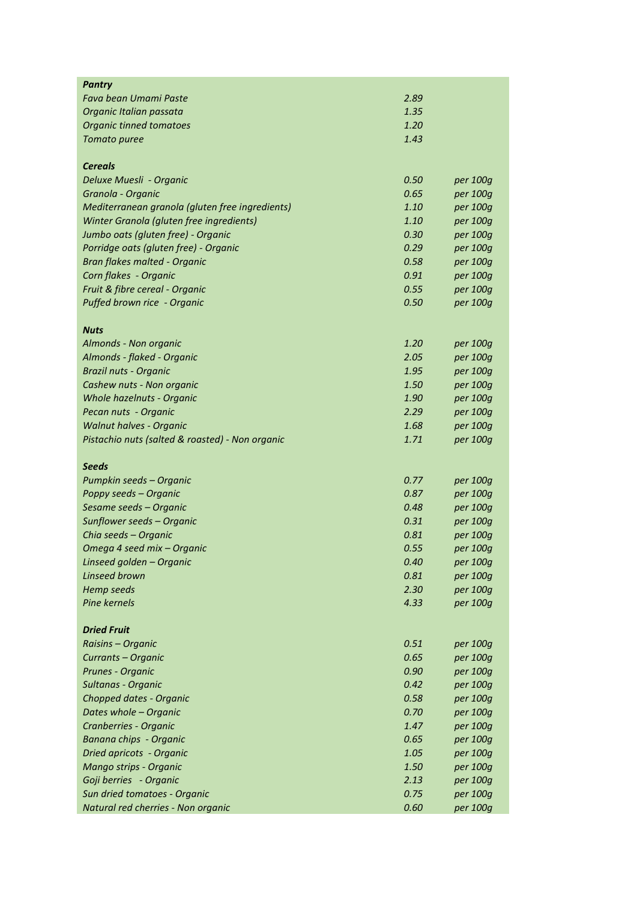| | | |
|---|---|---|
| ***Pantry*** | | |
| *Fava bean Umami Paste* | *2.89* | |
| *Organic Italian passata* | *1.35* | |
| *Organic tinned tomatoes* | *1.20* | |
| *Tomato puree* | *1.43* | |
| | | |
| ***Cereals*** | | |
| *Deluxe Muesli - Organic* | *0.50* | *per 100g* |
| *Granola - Organic* | *0.65* | *per 100g* |
| *Mediterranean granola (gluten free ingredients)* | *1.10* | *per 100g* |
| *Winter Granola (gluten free ingredients)* | *1.10* | *per 100g* |
| *Jumbo oats (gluten free) - Organic* | *0.30* | *per 100g* |
| *Porridge oats (gluten free) - Organic* | *0.29* | *per 100g* |
| *Bran flakes malted - Organic* | *0.58* | *per 100g* |
| *Corn flakes - Organic* | *0.91* | *per 100g* |
| *Fruit & fibre cereal - Organic* | *0.55* | *per 100g* |
| *Puffed brown rice - Organic* | *0.50* | *per 100g* |
| | | |
| ***Nuts*** | | |
| *Almonds - Non organic* | *1.20* | *per 100g* |
| *Almonds - flaked - Organic* | *2.05* | *per 100g* |
| *Brazil nuts - Organic* | *1.95* | *per 100g* |
| *Cashew nuts - Non organic* | *1.50* | *per 100g* |
| *Whole hazelnuts - Organic* | *1.90* | *per 100g* |
| *Pecan nuts - Organic* | *2.29* | *per 100g* |
| *Walnut halves - Organic* | *1.68* | *per 100g* |
| *Pistachio nuts (salted & roasted) - Non organic* | *1.71* | *per 100g* |
| | | |
| ***Seeds*** | | |
| *Pumpkin seeds – Organic* | *0.77* | *per 100g* |
| *Poppy seeds – Organic* | *0.87* | *per 100g* |
| *Sesame seeds – Organic* | *0.48* | *per 100g* |
| *Sunflower seeds – Organic* | *0.31* | *per 100g* |
| *Chia seeds – Organic* | *0.81* | *per 100g* |
| *Omega 4 seed mix – Organic* | *0.55* | *per 100g* |
| *Linseed golden – Organic* | *0.40* | *per 100g* |
| *Linseed brown* | *0.81* | *per 100g* |
| *Hemp seeds* | *2.30* | *per 100g* |
| *Pine kernels* | *4.33* | *per 100g* |
| | | |
| ***Dried Fruit*** | | |
| *Raisins – Organic* | *0.51* | *per 100g* |
| *Currants – Organic* | *0.65* | *per 100g* |
| *Prunes - Organic* | *0.90* | *per 100g* |
| *Sultanas - Organic* | *0.42* | *per 100g* |
| *Chopped dates - Organic* | *0.58* | *per 100g* |
| *Dates whole – Organic* | *0.70* | *per 100g* |
| *Cranberries - Organic* | *1.47* | *per 100g* |
| *Banana chips - Organic* | *0.65* | *per 100g* |
| *Dried apricots - Organic* | *1.05* | *per 100g* |
| *Mango strips - Organic* | *1.50* | *per 100g* |
| *Goji berries - Organic* | *2.13* | *per 100g* |
| *Sun dried tomatoes - Organic* | *0.75* | *per 100g* |
| *Natural red cherries - Non organic* | *0.60* | *per 100g* |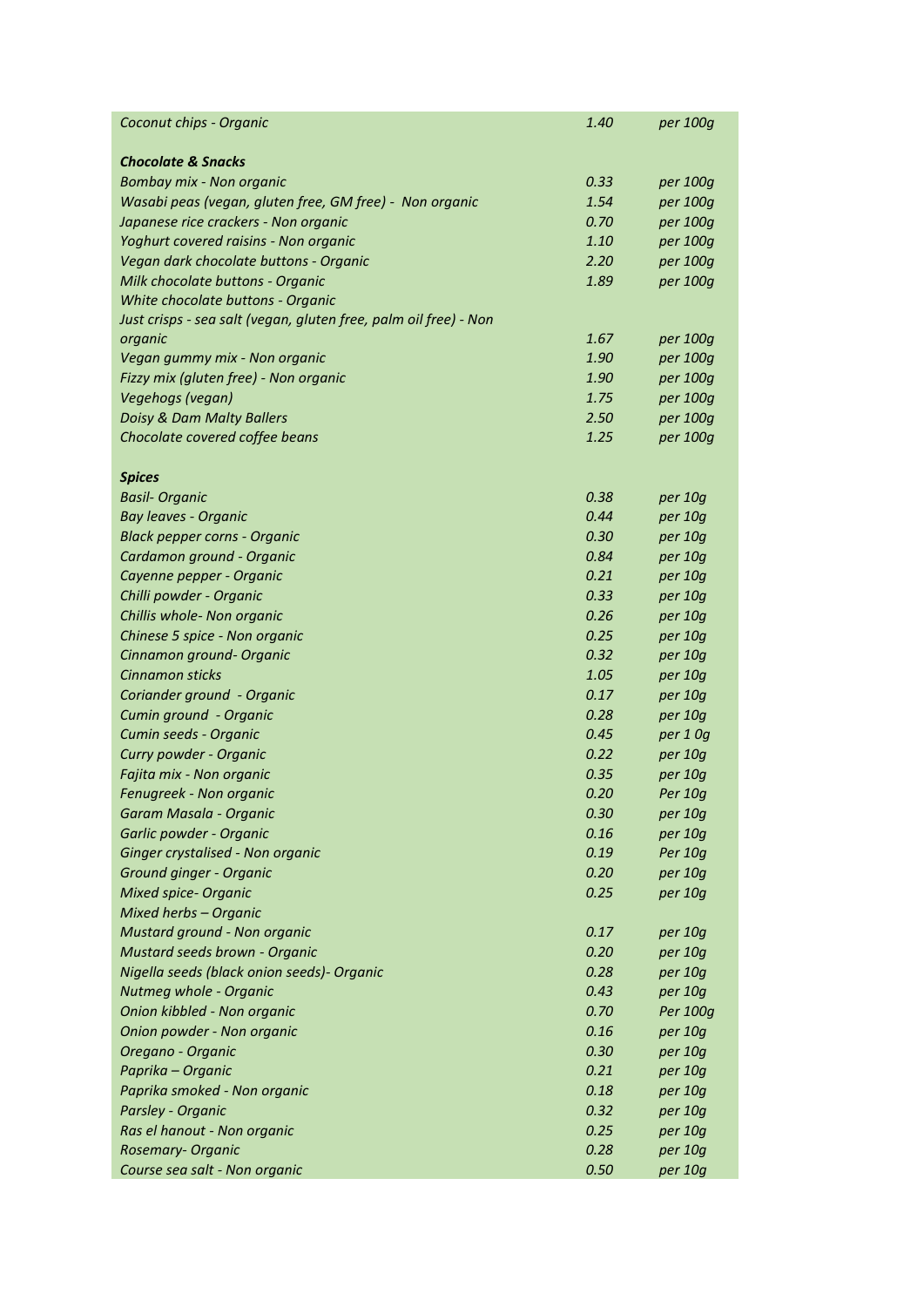| | | |
|---|---|---|
| *Coconut chips - Organic* | *1.40* | *per 100g* |
| | | |
| ***Chocolate & Snacks*** | | |
| *Bombay mix - Non organic* | *0.33* | *per 100g* |
| *Wasabi peas (vegan, gluten free, GM free) - Non organic* | *1.54* | *per 100g* |
| *Japanese rice crackers - Non organic* | *0.70* | *per 100g* |
| *Yoghurt covered raisins - Non organic* | *1.10* | *per 100g* |
| *Vegan dark chocolate buttons - Organic* | *2.20* | *per 100g* |
| *Milk chocolate buttons - Organic* | *1.89* | *per 100g* |
| *White chocolate buttons - Organic* | | |
| *Just crisps - sea salt (vegan, gluten free, palm oil free) - Non organic* | *1.67* | *per 100g* |
| *Vegan gummy mix - Non organic* | *1.90* | *per 100g* |
| *Fizzy mix (gluten free) - Non organic* | *1.90* | *per 100g* |
| *Vegehogs (vegan)* | *1.75* | *per 100g* |
| *Doisy & Dam Malty Ballers* | *2.50* | *per 100g* |
| *Chocolate covered coffee beans* | *1.25* | *per 100g* |
| | | |
| ***Spices*** | | |
| *Basil- Organic* | *0.38* | *per 10g* |
| *Bay leaves - Organic* | *0.44* | *per 10g* |
| *Black pepper corns - Organic* | *0.30* | *per 10g* |
| *Cardamon ground - Organic* | *0.84* | *per 10g* |
| *Cayenne pepper - Organic* | *0.21* | *per 10g* |
| *Chilli powder - Organic* | *0.33* | *per 10g* |
| *Chillis whole- Non organic* | *0.26* | *per 10g* |
| *Chinese 5 spice - Non organic* | *0.25* | *per 10g* |
| *Cinnamon ground- Organic* | *0.32* | *per 10g* |
| *Cinnamon sticks* | *1.05* | *per 10g* |
| *Coriander ground - Organic* | *0.17* | *per 10g* |
| *Cumin ground - Organic* | *0.28* | *per 10g* |
| *Cumin seeds - Organic* | *0.45* | *per 1 0g* |
| *Curry powder - Organic* | *0.22* | *per 10g* |
| *Fajita mix - Non organic* | *0.35* | *per 10g* |
| *Fenugreek - Non organic* | *0.20* | *Per 10g* |
| *Garam Masala - Organic* | *0.30* | *per 10g* |
| *Garlic powder - Organic* | *0.16* | *per 10g* |
| *Ginger crystalised - Non organic* | *0.19* | *Per 10g* |
| *Ground ginger - Organic* | *0.20* | *per 10g* |
| *Mixed spice- Organic* | *0.25* | *per 10g* |
| *Mixed herbs – Organic* | | |
| *Mustard ground - Non organic* | *0.17* | *per 10g* |
| *Mustard seeds brown - Organic* | *0.20* | *per 10g* |
| *Nigella seeds (black onion seeds)- Organic* | *0.28* | *per 10g* |
| *Nutmeg whole - Organic* | *0.43* | *per 10g* |
| *Onion kibbled - Non organic* | *0.70* | *Per 100g* |
| *Onion powder - Non organic* | *0.16* | *per 10g* |
| *Oregano - Organic* | *0.30* | *per 10g* |
| *Paprika – Organic* | *0.21* | *per 10g* |
| *Paprika smoked - Non organic* | *0.18* | *per 10g* |
| *Parsley - Organic* | *0.32* | *per 10g* |
| *Ras el hanout - Non organic* | *0.25* | *per 10g* |
| *Rosemary- Organic* | *0.28* | *per 10g* |
| *Course sea salt - Non organic* | *0.50* | *per 10g* |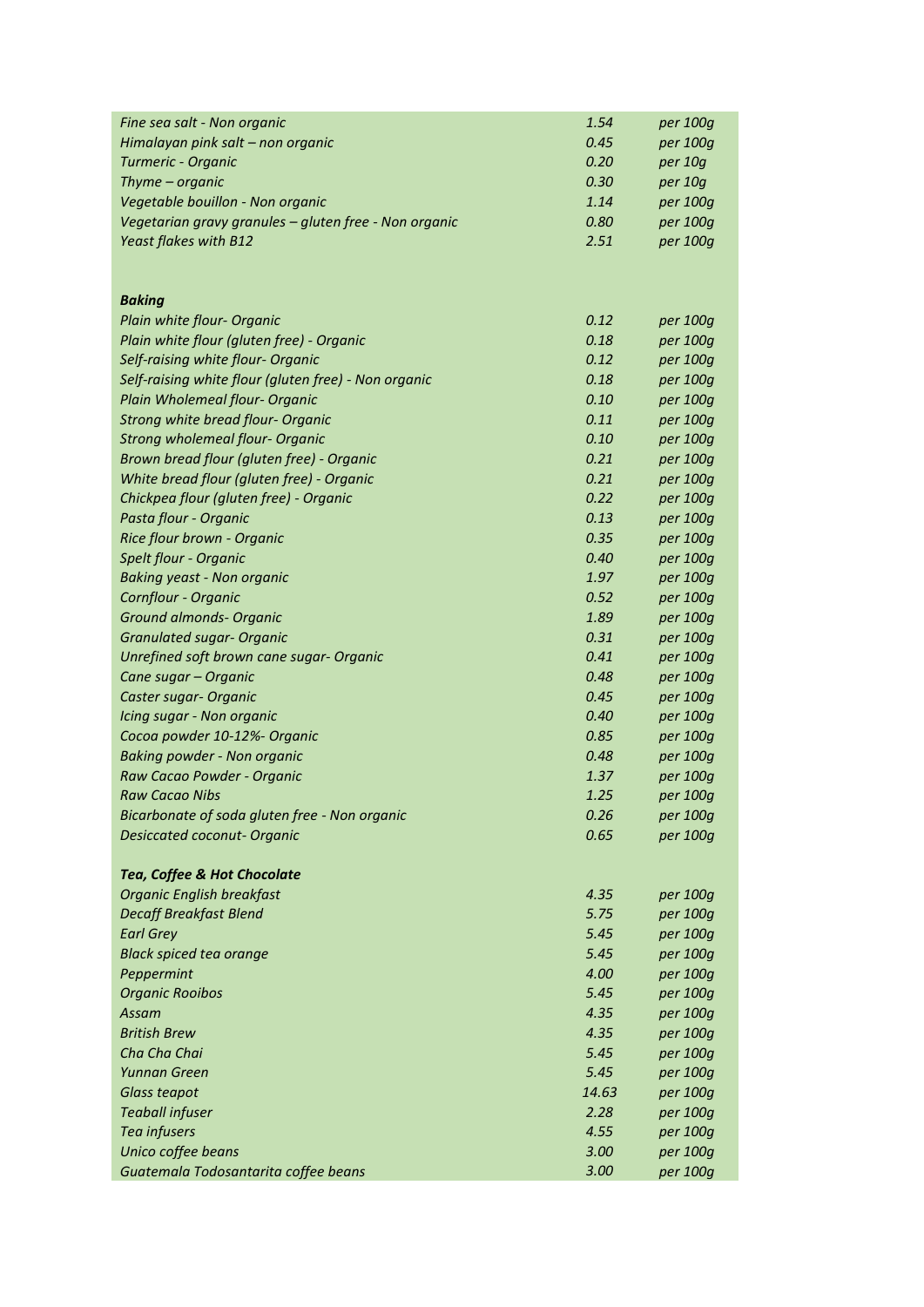| | | |
|---|---|---|
| *Fine sea salt - Non organic* | *1.54* | *per 100g* |
| *Himalayan pink salt – non organic* | *0.45* | *per 100g* |
| *Turmeric - Organic* | *0.20* | *per 10g* |
| *Thyme – organic* | *0.30* | *per 10g* |
| *Vegetable bouillon - Non organic* | *1.14* | *per 100g* |
| *Vegetarian gravy granules – gluten free - Non organic* | *0.80* | *per 100g* |
| *Yeast flakes with B12* | *2.51* | *per 100g* |
| | | |
| ***Baking*** | | |
| *Plain white flour- Organic* | *0.12* | *per 100g* |
| *Plain white flour (gluten free) - Organic* | *0.18* | *per 100g* |
| *Self-raising white flour- Organic* | *0.12* | *per 100g* |
| *Self-raising white flour (gluten free) - Non organic* | *0.18* | *per 100g* |
| *Plain Wholemeal flour- Organic* | *0.10* | *per 100g* |
| *Strong white bread flour- Organic* | *0.11* | *per 100g* |
| *Strong wholemeal flour- Organic* | *0.10* | *per 100g* |
| *Brown bread flour (gluten free) - Organic* | *0.21* | *per 100g* |
| *White bread flour (gluten free) - Organic* | *0.21* | *per 100g* |
| *Chickpea flour (gluten free) - Organic* | *0.22* | *per 100g* |
| *Pasta flour - Organic* | *0.13* | *per 100g* |
| *Rice flour brown - Organic* | *0.35* | *per 100g* |
| *Spelt flour - Organic* | *0.40* | *per 100g* |
| *Baking yeast - Non organic* | *1.97* | *per 100g* |
| *Cornflour - Organic* | *0.52* | *per 100g* |
| *Ground almonds- Organic* | *1.89* | *per 100g* |
| *Granulated sugar- Organic* | *0.31* | *per 100g* |
| *Unrefined soft brown cane sugar- Organic* | *0.41* | *per 100g* |
| *Cane sugar – Organic* | *0.48* | *per 100g* |
| *Caster sugar- Organic* | *0.45* | *per 100g* |
| *Icing sugar - Non organic* | *0.40* | *per 100g* |
| *Cocoa powder 10-12%- Organic* | *0.85* | *per 100g* |
| *Baking powder - Non organic* | *0.48* | *per 100g* |
| *Raw Cacao Powder - Organic* | *1.37* | *per 100g* |
| *Raw Cacao Nibs* | *1.25* | *per 100g* |
| *Bicarbonate of soda gluten free - Non organic* | *0.26* | *per 100g* |
| *Desiccated coconut- Organic* | *0.65* | *per 100g* |
| | | |
| ***Tea, Coffee & Hot Chocolate*** | | |
| *Organic English breakfast* | *4.35* | *per 100g* |
| *Decaff Breakfast Blend* | *5.75* | *per 100g* |
| *Earl Grey* | *5.45* | *per 100g* |
| *Black spiced tea orange* | *5.45* | *per 100g* |
| *Peppermint* | *4.00* | *per 100g* |
| *Organic Rooibos* | *5.45* | *per 100g* |
| *Assam* | *4.35* | *per 100g* |
| *British Brew* | *4.35* | *per 100g* |
| *Cha Cha Chai* | *5.45* | *per 100g* |
| *Yunnan Green* | *5.45* | *per 100g* |
| *Glass teapot* | *14.63* | *per 100g* |
| *Teaball infuser* | *2.28* | *per 100g* |
| *Tea infusers* | *4.55* | *per 100g* |
| *Unico coffee beans* | *3.00* | *per 100g* |
| *Guatemala Todosantarita coffee beans* | *3.00* | *per 100g* |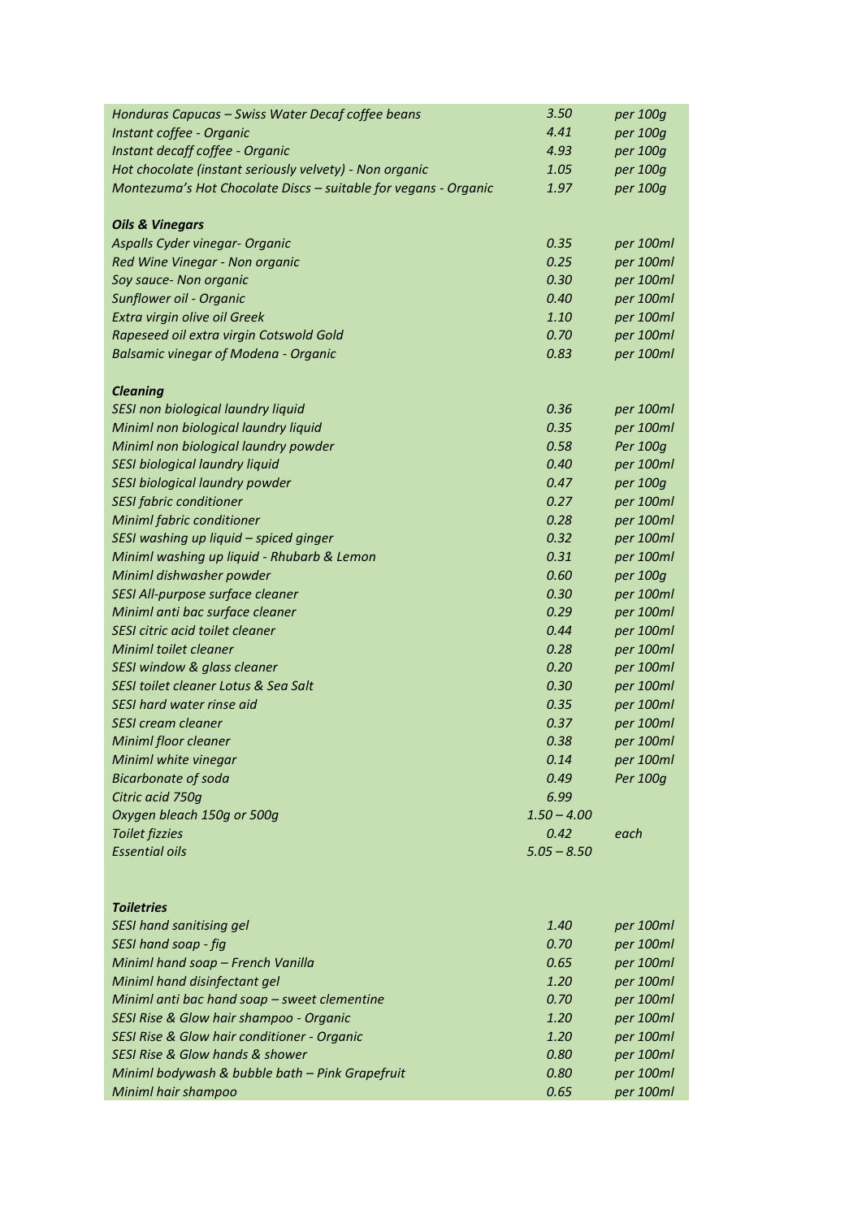| | | |
|---|---|---|
| *Honduras Capucas – Swiss Water Decaf coffee beans* | *3.50* | *per 100g* |
| *Instant coffee - Organic* | *4.41* | *per 100g* |
| *Instant decaff coffee - Organic* | *4.93* | *per 100g* |
| *Hot chocolate (instant seriously velvety) - Non organic* | *1.05* | *per 100g* |
| *Montezuma's Hot Chocolate Discs – suitable for vegans - Organic* | *1.97* | *per 100g* |
| | | |
| ***Oils & Vinegars*** | | |
| *Aspalls Cyder vinegar- Organic* | *0.35* | *per 100ml* |
| *Red Wine Vinegar - Non organic* | *0.25* | *per 100ml* |
| *Soy sauce- Non organic* | *0.30* | *per 100ml* |
| *Sunflower oil - Organic* | *0.40* | *per 100ml* |
| *Extra virgin olive oil Greek* | *1.10* | *per 100ml* |
| *Rapeseed oil extra virgin Cotswold Gold* | *0.70* | *per 100ml* |
| *Balsamic vinegar of Modena - Organic* | *0.83* | *per 100ml* |
| | | |
| ***Cleaning*** | | |
| *SESI non biological laundry liquid* | *0.36* | *per 100ml* |
| *Miniml non biological laundry liquid* | *0.35* | *per 100ml* |
| *Miniml non biological laundry powder* | *0.58* | *Per 100g* |
| *SESI biological laundry liquid* | *0.40* | *per 100ml* |
| *SESI biological laundry powder* | *0.47* | *per 100g* |
| *SESI fabric conditioner* | *0.27* | *per 100ml* |
| *Miniml fabric conditioner* | *0.28* | *per 100ml* |
| *SESI washing up liquid – spiced ginger* | *0.32* | *per 100ml* |
| *Miniml washing up liquid - Rhubarb & Lemon* | *0.31* | *per 100ml* |
| *Miniml dishwasher powder* | *0.60* | *per 100g* |
| *SESI All-purpose surface cleaner* | *0.30* | *per 100ml* |
| *Miniml anti bac surface cleaner* | *0.29* | *per 100ml* |
| *SESI citric acid toilet cleaner* | *0.44* | *per 100ml* |
| *Miniml toilet cleaner* | *0.28* | *per 100ml* |
| *SESI window & glass cleaner* | *0.20* | *per 100ml* |
| *SESI toilet cleaner Lotus & Sea Salt* | *0.30* | *per 100ml* |
| *SESI hard water rinse aid* | *0.35* | *per 100ml* |
| *SESI cream cleaner* | *0.37* | *per 100ml* |
| *Miniml floor cleaner* | *0.38* | *per 100ml* |
| *Miniml white vinegar* | *0.14* | *per 100ml* |
| *Bicarbonate of soda* | *0.49* | *Per 100g* |
| *Citric acid 750g* | *6.99* | |
| *Oxygen bleach 150g or 500g* | *1.50 – 4.00* | |
| *Toilet fizzies* | *0.42* | *each* |
| *Essential oils* | *5.05 – 8.50* | |
| | | |
| ***Toiletries*** | | |
| *SESI hand sanitising gel* | *1.40* | *per 100ml* |
| *SESI hand soap - fig* | *0.70* | *per 100ml* |
| *Miniml hand soap – French Vanilla* | *0.65* | *per 100ml* |
| *Miniml hand disinfectant gel* | *1.20* | *per 100ml* |
| *Miniml anti bac hand soap – sweet clementine* | *0.70* | *per 100ml* |
| *SESI Rise & Glow hair shampoo - Organic* | *1.20* | *per 100ml* |
| *SESI Rise & Glow hair conditioner - Organic* | *1.20* | *per 100ml* |
| *SESI Rise & Glow hands & shower* | *0.80* | *per 100ml* |
| *Miniml bodywash & bubble bath – Pink Grapefruit* | *0.80* | *per 100ml* |
| *Miniml hair shampoo* | *0.65* | *per 100ml* |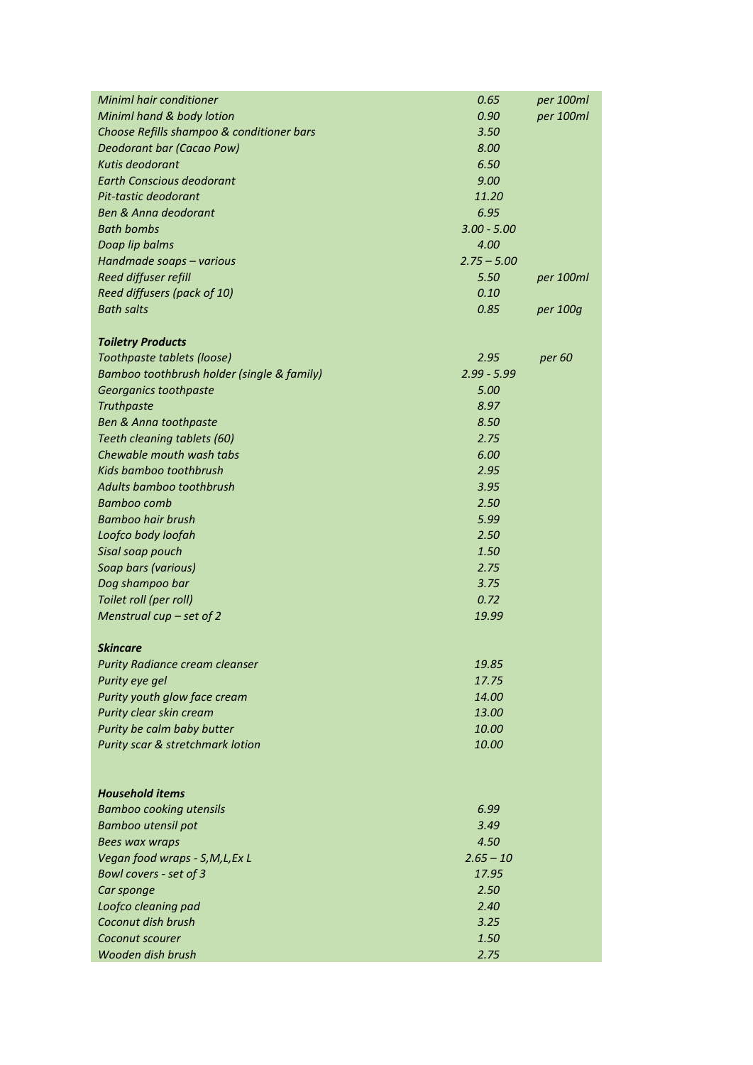| | | |
|---|---|---|
| *Miniml hair conditioner* | *0.65* | *per 100ml* |
| *Miniml hand & body lotion* | *0.90* | *per 100ml* |
| *Choose Refills shampoo & conditioner bars* | *3.50* | |
| *Deodorant bar (Cacao Pow)* | *8.00* | |
| *Kutis deodorant* | *6.50* | |
| *Earth Conscious deodorant* | *9.00* | |
| *Pit-tastic deodorant* | *11.20* | |
| *Ben & Anna deodorant* | *6.95* | |
| *Bath bombs* | *3.00 - 5.00* | |
| *Doap lip balms* | *4.00* | |
| *Handmade soaps – various* | *2.75 – 5.00* | |
| *Reed diffuser refill* | *5.50* | *per 100ml* |
| *Reed diffusers (pack of 10)* | *0.10* | |
| *Bath salts* | *0.85* | *per 100g* |
| | | |
| ***Toiletry Products*** | | |
| *Toothpaste tablets (loose)* | *2.95* | *per 60* |
| *Bamboo toothbrush holder (single & family)* | *2.99 - 5.99* | |
| *Georganics toothpaste* | *5.00* | |
| *Truthpaste* | *8.97* | |
| *Ben & Anna toothpaste* | *8.50* | |
| *Teeth cleaning tablets (60)* | *2.75* | |
| *Chewable mouth wash tabs* | *6.00* | |
| *Kids bamboo toothbrush* | *2.95* | |
| *Adults bamboo toothbrush* | *3.95* | |
| *Bamboo comb* | *2.50* | |
| *Bamboo hair brush* | *5.99* | |
| *Loofco body loofah* | *2.50* | |
| *Sisal soap pouch* | *1.50* | |
| *Soap bars (various)* | *2.75* | |
| *Dog shampoo bar* | *3.75* | |
| *Toilet roll (per roll)* | *0.72* | |
| *Menstrual cup – set of 2* | *19.99* | |
| | | |
| ***Skincare*** | | |
| *Purity Radiance cream cleanser* | *19.85* | |
| *Purity eye gel* | *17.75* | |
| *Purity youth glow face cream* | *14.00* | |
| *Purity clear skin cream* | *13.00* | |
| *Purity be calm baby butter* | *10.00* | |
| *Purity scar & stretchmark lotion* | *10.00* | |
| | | |
| ***Household items*** | | |
| *Bamboo cooking utensils* | *6.99* | |
| *Bamboo utensil pot* | *3.49* | |
| *Bees wax wraps* | *4.50* | |
| *Vegan food wraps - S,M,L,Ex L* | *2.65 – 10* | |
| *Bowl covers - set of 3* | *17.95* | |
| *Car sponge* | *2.50* | |
| *Loofco cleaning pad* | *2.40* | |
| *Coconut dish brush* | *3.25* | |
| *Coconut scourer* | *1.50* | |
| *Wooden dish brush* | *2.75* | |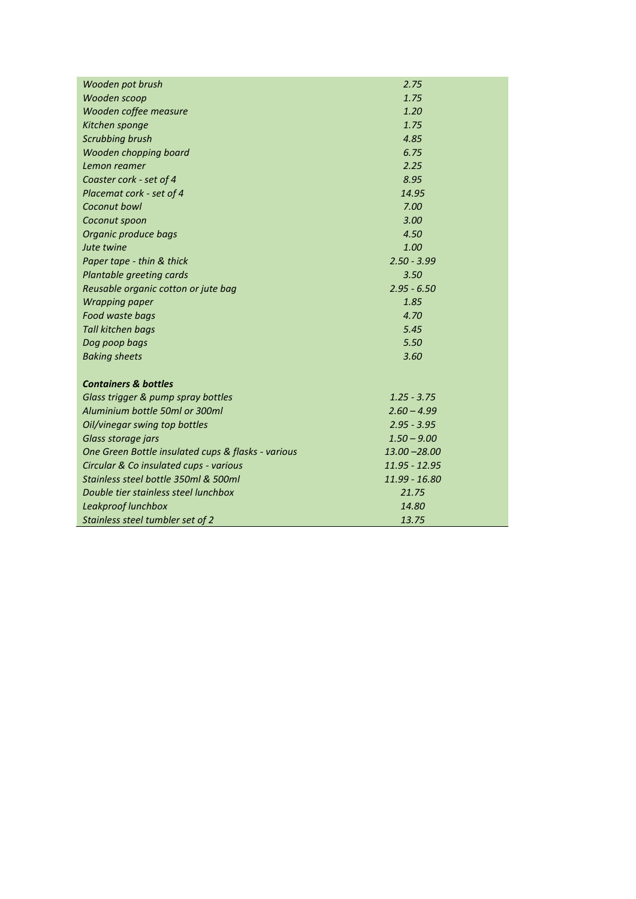| | |
|---|---|
| *Wooden pot brush* | *2.75* |
| *Wooden scoop* | *1.75* |
| *Wooden coffee measure* | *1.20* |
| *Kitchen sponge* | *1.75* |
| *Scrubbing brush* | *4.85* |
| *Wooden chopping board* | *6.75* |
| *Lemon reamer* | *2.25* |
| *Coaster cork - set of 4* | *8.95* |
| *Placemat cork - set of 4* | *14.95* |
| *Coconut bowl* | *7.00* |
| *Coconut spoon* | *3.00* |
| *Organic produce bags* | *4.50* |
| *Jute twine* | *1.00* |
| *Paper tape - thin & thick* | *2.50 - 3.99* |
| *Plantable greeting cards* | *3.50* |
| *Reusable organic cotton or jute bag* | *2.95 - 6.50* |
| *Wrapping paper* | *1.85* |
| *Food waste bags* | *4.70* |
| *Tall kitchen bags* | *5.45* |
| *Dog poop bags* | *5.50* |
| *Baking sheets* | *3.60* |
| | |
| ***Containers & bottles*** | |
| *Glass trigger & pump spray bottles* | *1.25 - 3.75* |
| *Aluminium bottle 50ml or 300ml* | *2.60 – 4.99* |
| *Oil/vinegar swing top bottles* | *2.95 - 3.95* |
| *Glass storage jars* | *1.50 – 9.00* |
| *One Green Bottle insulated cups & flasks - various* | *13.00 –28.00* |
| *Circular & Co insulated cups - various* | *11.95 - 12.95* |
| *Stainless steel bottle 350ml & 500ml* | *11.99 - 16.80* |
| *Double tier stainless steel lunchbox* | *21.75* |
| *Leakproof lunchbox* | *14.80* |
| *Stainless steel tumbler set of 2* | *13.75* |